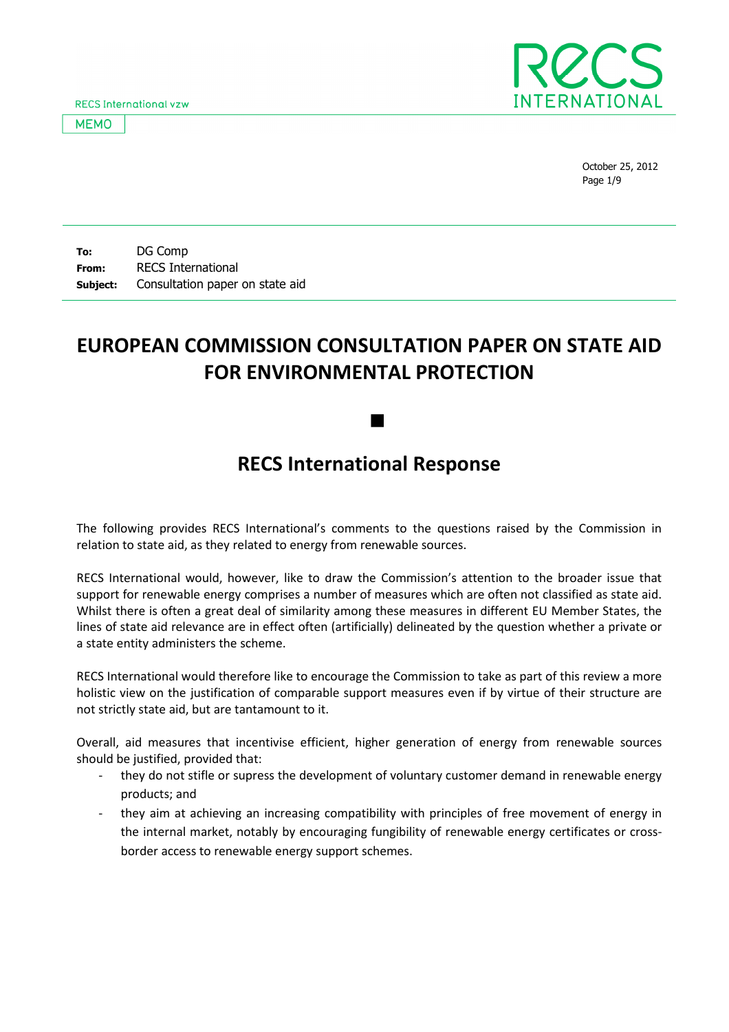RECS International vzw

MEMO

October 25, 2012

**To:** DG Comp
**From:** RECS International
**Subject:** Consultation paper on state aid

# EUROPEAN COMMISSION CONSULTATION PAPER ON STATE AID FOR ENVIRONMENTAL PROTECTION

## RECS International Response

The following provides RECS International's comments to the questions raised by the Commission in relation to state aid, as they related to energy from renewable sources.

RECS International would, however, like to draw the Commission's attention to the broader issue that support for renewable energy comprises a number of measures which are often not classified as state aid. Whilst there is often a great deal of similarity among these measures in different EU Member States, the lines of state aid relevance are in effect often (artificially) delineated by the question whether a private or a state entity administers the scheme.

RECS International would therefore like to encourage the Commission to take as part of this review a more holistic view on the justification of comparable support measures even if by virtue of their structure are not strictly state aid, but are tantamount to it.

Overall, aid measures that incentivise efficient, higher generation of energy from renewable sources should be justified, provided that:

- they do not stifle or supress the development of voluntary customer demand in renewable energy products; and
- they aim at achieving an increasing compatibility with principles of free movement of energy in the internal market, notably by encouraging fungibility of renewable energy certificates or cross-border access to renewable energy support schemes.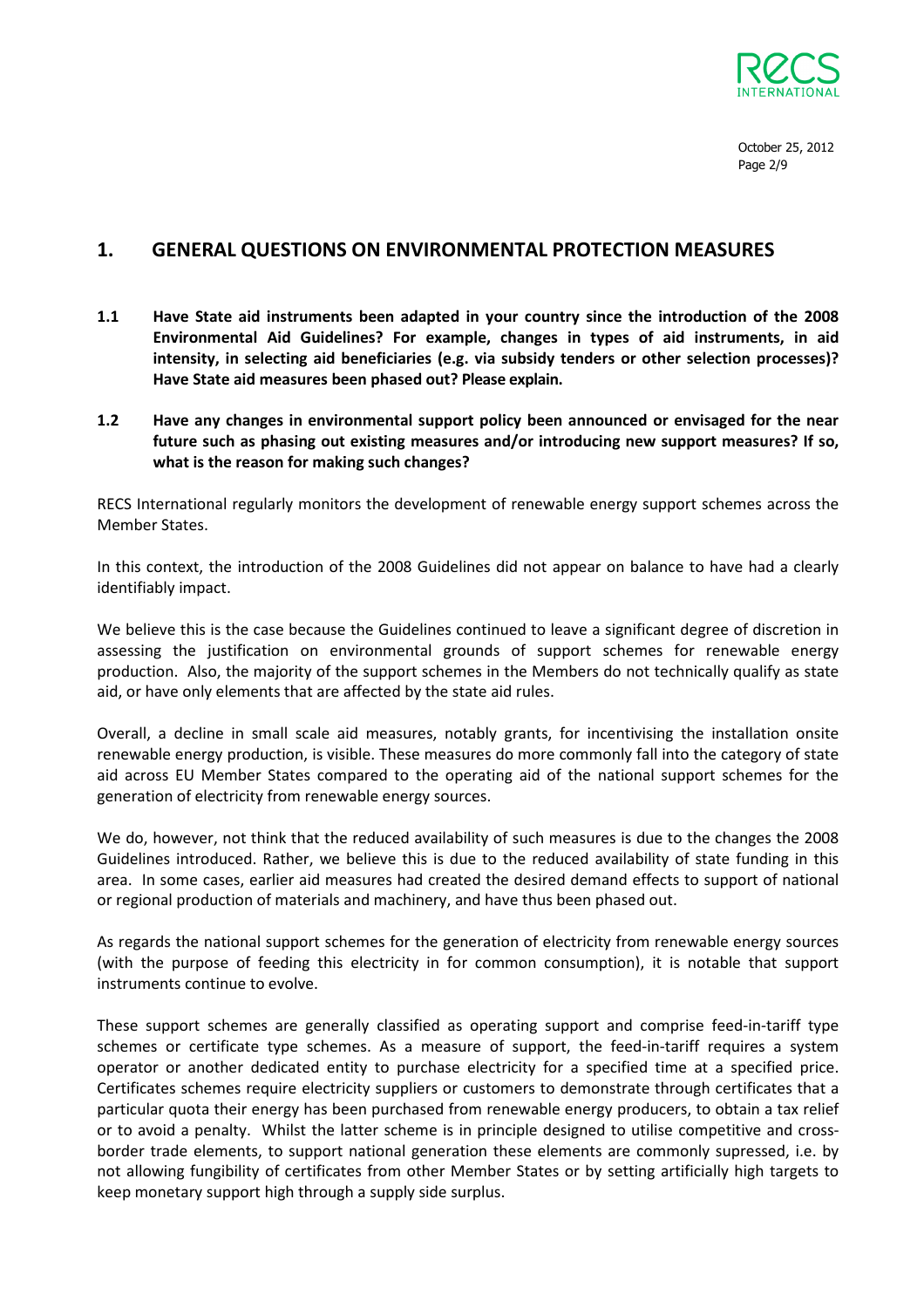## 1. GENERAL QUESTIONS ON ENVIRONMENTAL PROTECTION MEASURES

**1.1 Have State aid instruments been adapted in your country since the introduction of the 2008 Environmental Aid Guidelines? For example, changes in types of aid instruments, in aid intensity, in selecting aid beneficiaries (e.g. via subsidy tenders or other selection processes)? Have State aid measures been phased out? Please explain.**

**1.2 Have any changes in environmental support policy been announced or envisaged for the near future such as phasing out existing measures and/or introducing new support measures? If so, what is the reason for making such changes?**

RECS International regularly monitors the development of renewable energy support schemes across the Member States.

In this context, the introduction of the 2008 Guidelines did not appear on balance to have had a clearly identifiably impact.

We believe this is the case because the Guidelines continued to leave a significant degree of discretion in assessing the justification on environmental grounds of support schemes for renewable energy production. Also, the majority of the support schemes in the Members do not technically qualify as state aid, or have only elements that are affected by the state aid rules.

Overall, a decline in small scale aid measures, notably grants, for incentivising the installation onsite renewable energy production, is visible. These measures do more commonly fall into the category of state aid across EU Member States compared to the operating aid of the national support schemes for the generation of electricity from renewable energy sources.

We do, however, not think that the reduced availability of such measures is due to the changes the 2008 Guidelines introduced. Rather, we believe this is due to the reduced availability of state funding in this area. In some cases, earlier aid measures had created the desired demand effects to support of national or regional production of materials and machinery, and have thus been phased out.

As regards the national support schemes for the generation of electricity from renewable energy sources (with the purpose of feeding this electricity in for common consumption), it is notable that support instruments continue to evolve.

These support schemes are generally classified as operating support and comprise feed-in-tariff type schemes or certificate type schemes. As a measure of support, the feed-in-tariff requires a system operator or another dedicated entity to purchase electricity for a specified time at a specified price. Certificates schemes require electricity suppliers or customers to demonstrate through certificates that a particular quota their energy has been purchased from renewable energy producers, to obtain a tax relief or to avoid a penalty. Whilst the latter scheme is in principle designed to utilise competitive and cross-border trade elements, to support national generation these elements are commonly supressed, i.e. by not allowing fungibility of certificates from other Member States or by setting artificially high targets to keep monetary support high through a supply side surplus.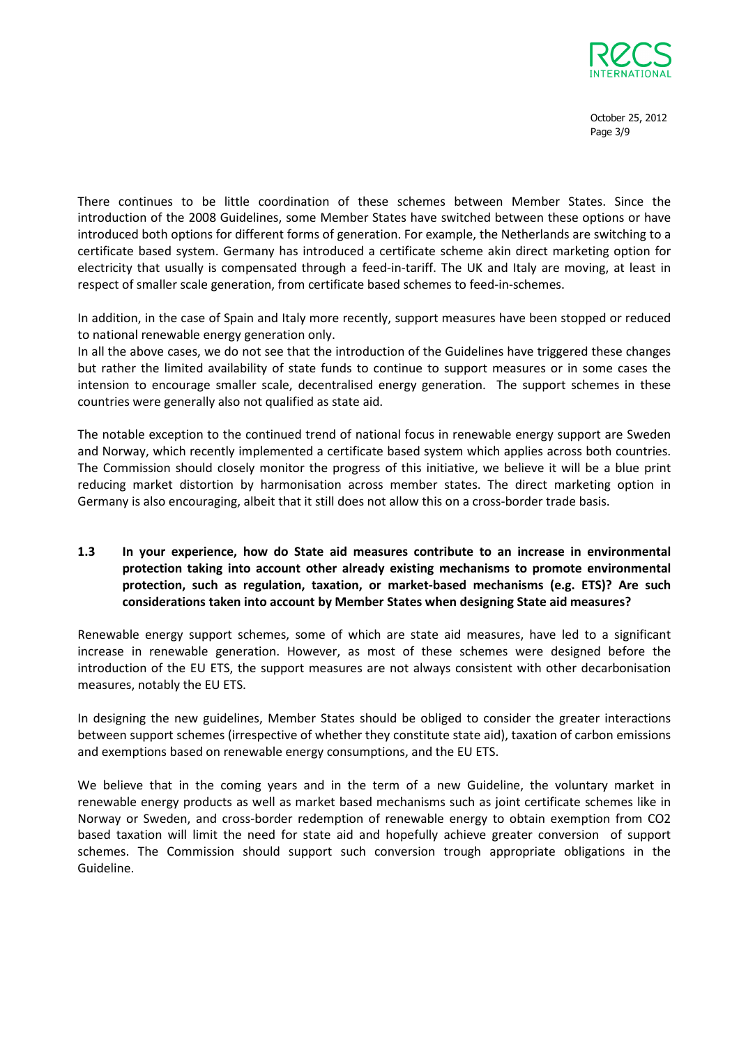There continues to be little coordination of these schemes between Member States. Since the introduction of the 2008 Guidelines, some Member States have switched between these options or have introduced both options for different forms of generation. For example, the Netherlands are switching to a certificate based system. Germany has introduced a certificate scheme akin direct marketing option for electricity that usually is compensated through a feed-in-tariff. The UK and Italy are moving, at least in respect of smaller scale generation, from certificate based schemes to feed-in-schemes.

In addition, in the case of Spain and Italy more recently, support measures have been stopped or reduced to national renewable energy generation only.
In all the above cases, we do not see that the introduction of the Guidelines have triggered these changes but rather the limited availability of state funds to continue to support measures or in some cases the intension to encourage smaller scale, decentralised energy generation. The support schemes in these countries were generally also not qualified as state aid.

The notable exception to the continued trend of national focus in renewable energy support are Sweden and Norway, which recently implemented a certificate based system which applies across both countries. The Commission should closely monitor the progress of this initiative, we believe it will be a blue print reducing market distortion by harmonisation across member states. The direct marketing option in Germany is also encouraging, albeit that it still does not allow this on a cross-border trade basis.

**1.3 In your experience, how do State aid measures contribute to an increase in environmental protection taking into account other already existing mechanisms to promote environmental protection, such as regulation, taxation, or market-based mechanisms (e.g. ETS)? Are such considerations taken into account by Member States when designing State aid measures?**

Renewable energy support schemes, some of which are state aid measures, have led to a significant increase in renewable generation. However, as most of these schemes were designed before the introduction of the EU ETS, the support measures are not always consistent with other decarbonisation measures, notably the EU ETS.

In designing the new guidelines, Member States should be obliged to consider the greater interactions between support schemes (irrespective of whether they constitute state aid), taxation of carbon emissions and exemptions based on renewable energy consumptions, and the EU ETS.

We believe that in the coming years and in the term of a new Guideline, the voluntary market in renewable energy products as well as market based mechanisms such as joint certificate schemes like in Norway or Sweden, and cross-border redemption of renewable energy to obtain exemption from $CO_2$ based taxation will limit the need for state aid and hopefully achieve greater conversion of support schemes. The Commission should support such conversion trough appropriate obligations in the Guideline.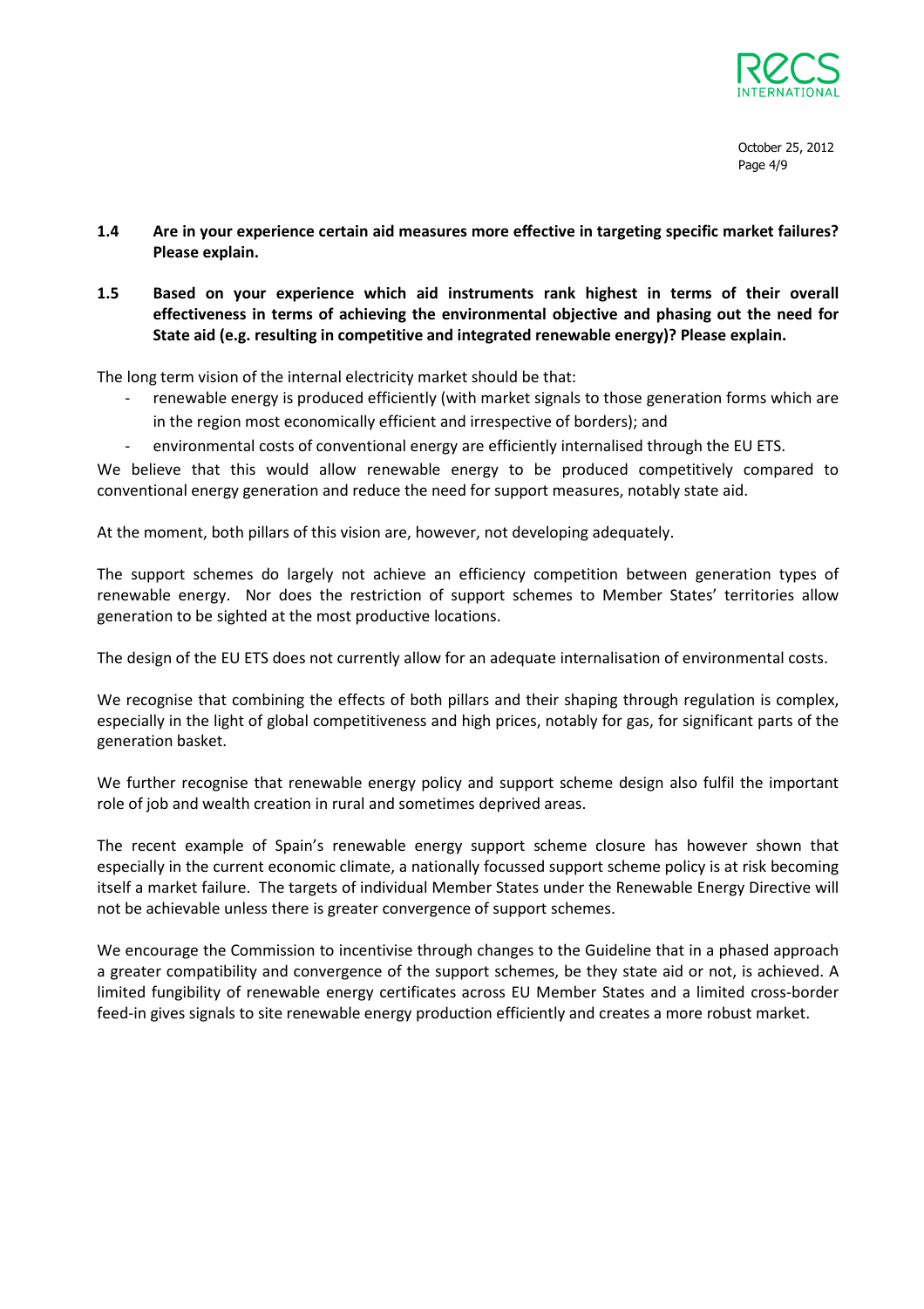**1.4 Are in your experience certain aid measures more effective in targeting specific market failures? Please explain.**

**1.5 Based on your experience which aid instruments rank highest in terms of their overall effectiveness in terms of achieving the environmental objective and phasing out the need for State aid (e.g. resulting in competitive and integrated renewable energy)? Please explain.**

The long term vision of the internal electricity market should be that:

- renewable energy is produced efficiently (with market signals to those generation forms which are in the region most economically efficient and irrespective of borders); and
- environmental costs of conventional energy are efficiently internalised through the EU ETS.

We believe that this would allow renewable energy to be produced competitively compared to conventional energy generation and reduce the need for support measures, notably state aid.

At the moment, both pillars of this vision are, however, not developing adequately.

The support schemes do largely not achieve an efficiency competition between generation types of renewable energy. Nor does the restriction of support schemes to Member States' territories allow generation to be sighted at the most productive locations.

The design of the EU ETS does not currently allow for an adequate internalisation of environmental costs.

We recognise that combining the effects of both pillars and their shaping through regulation is complex, especially in the light of global competitiveness and high prices, notably for gas, for significant parts of the generation basket.

We further recognise that renewable energy policy and support scheme design also fulfil the important role of job and wealth creation in rural and sometimes deprived areas.

The recent example of Spain's renewable energy support scheme closure has however shown that especially in the current economic climate, a nationally focussed support scheme policy is at risk becoming itself a market failure. The targets of individual Member States under the Renewable Energy Directive will not be achievable unless there is greater convergence of support schemes.

We encourage the Commission to incentivise through changes to the Guideline that in a phased approach a greater compatibility and convergence of the support schemes, be they state aid or not, is achieved. A limited fungibility of renewable energy certificates across EU Member States and a limited cross-border feed-in gives signals to site renewable energy production efficiently and creates a more robust market.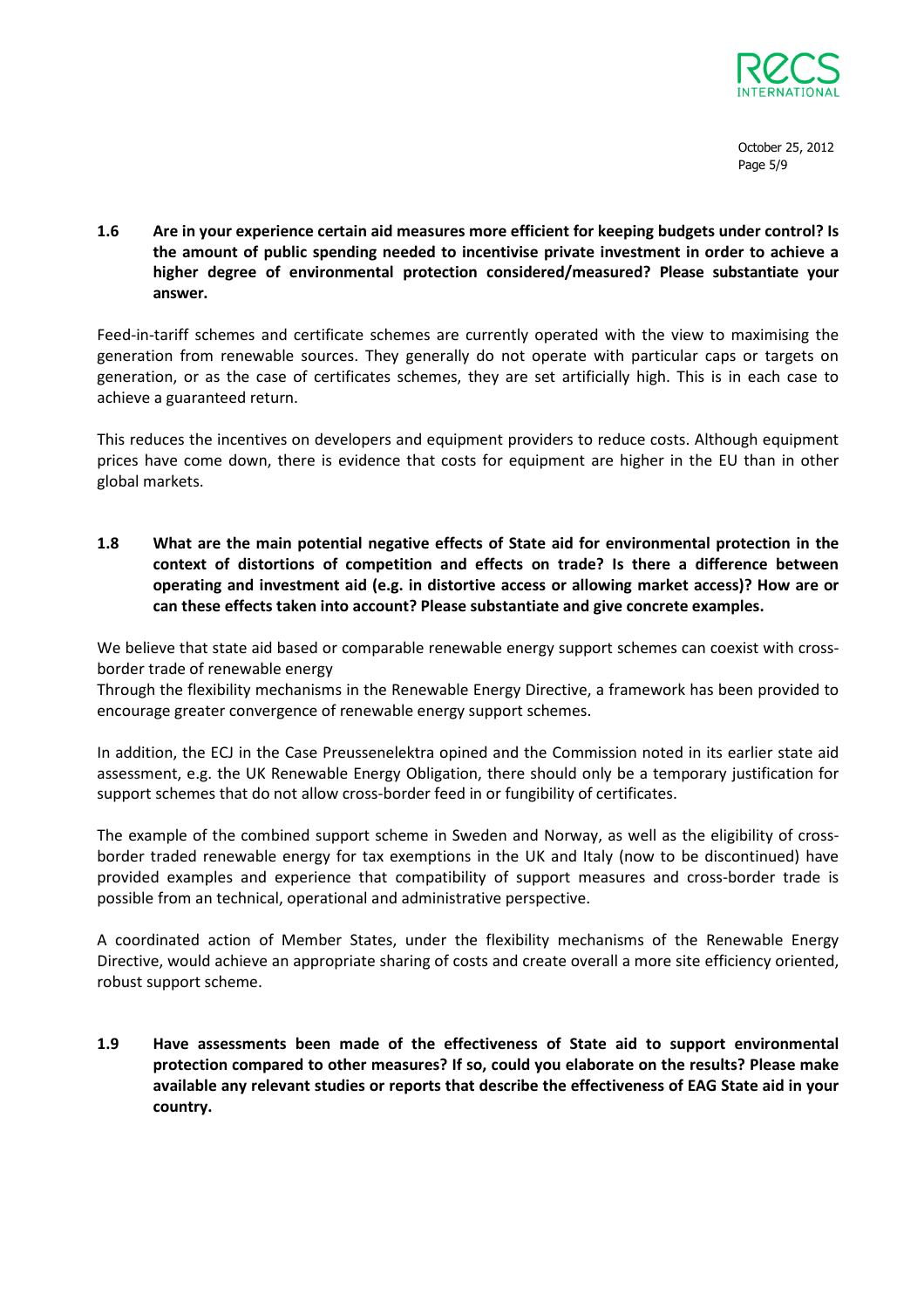**1.6 Are in your experience certain aid measures more efficient for keeping budgets under control? Is the amount of public spending needed to incentivise private investment in order to achieve a higher degree of environmental protection considered/measured? Please substantiate your answer.**

Feed-in-tariff schemes and certificate schemes are currently operated with the view to maximising the generation from renewable sources. They generally do not operate with particular caps or targets on generation, or as the case of certificates schemes, they are set artificially high. This is in each case to achieve a guaranteed return.

This reduces the incentives on developers and equipment providers to reduce costs. Although equipment prices have come down, there is evidence that costs for equipment are higher in the EU than in other global markets.

**1.8 What are the main potential negative effects of State aid for environmental protection in the context of distortions of competition and effects on trade? Is there a difference between operating and investment aid (e.g. in distortive access or allowing market access)? How are or can these effects taken into account? Please substantiate and give concrete examples.**

We believe that state aid based or comparable renewable energy support schemes can coexist with cross-border trade of renewable energy
Through the flexibility mechanisms in the Renewable Energy Directive, a framework has been provided to encourage greater convergence of renewable energy support schemes.

In addition, the ECJ in the Case Preussenelektra opined and the Commission noted in its earlier state aid assessment, e.g. the UK Renewable Energy Obligation, there should only be a temporary justification for support schemes that do not allow cross-border feed in or fungibility of certificates.

The example of the combined support scheme in Sweden and Norway, as well as the eligibility of cross-border traded renewable energy for tax exemptions in the UK and Italy (now to be discontinued) have provided examples and experience that compatibility of support measures and cross-border trade is possible from an technical, operational and administrative perspective.

A coordinated action of Member States, under the flexibility mechanisms of the Renewable Energy Directive, would achieve an appropriate sharing of costs and create overall a more site efficiency oriented, robust support scheme.

**1.9 Have assessments been made of the effectiveness of State aid to support environmental protection compared to other measures? If so, could you elaborate on the results? Please make available any relevant studies or reports that describe the effectiveness of EAG State aid in your country.**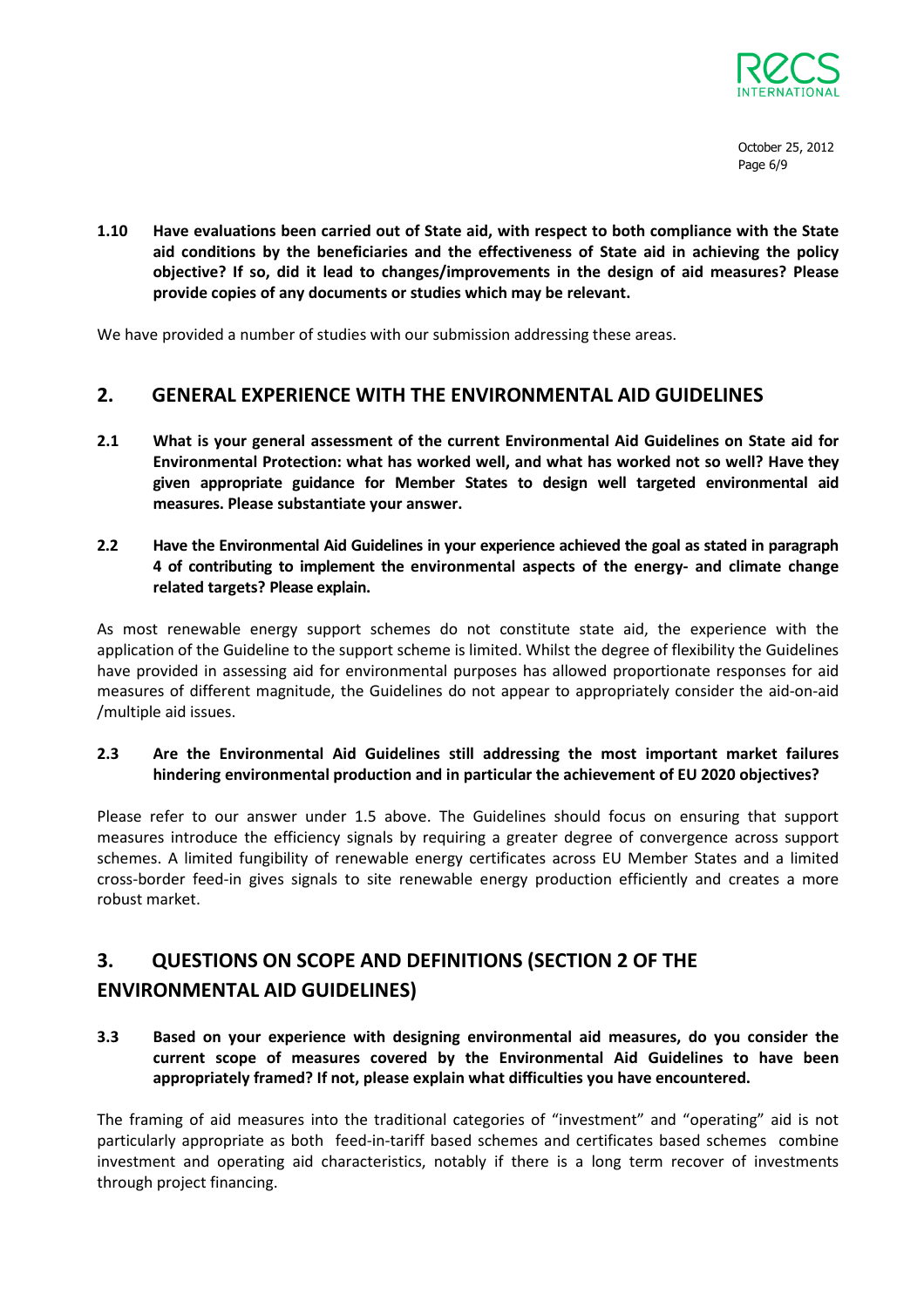**1.10 Have evaluations been carried out of State aid, with respect to both compliance with the State aid conditions by the beneficiaries and the effectiveness of State aid in achieving the policy objective? If so, did it lead to changes/improvements in the design of aid measures? Please provide copies of any documents or studies which may be relevant.**

We have provided a number of studies with our submission addressing these areas.

## 2. GENERAL EXPERIENCE WITH THE ENVIRONMENTAL AID GUIDELINES

**2.1 What is your general assessment of the current Environmental Aid Guidelines on State aid for Environmental Protection: what has worked well, and what has worked not so well? Have they given appropriate guidance for Member States to design well targeted environmental aid measures. Please substantiate your answer.**

**2.2 Have the Environmental Aid Guidelines in your experience achieved the goal as stated in paragraph 4 of contributing to implement the environmental aspects of the energy- and climate change related targets? Please explain.**

As most renewable energy support schemes do not constitute state aid, the experience with the application of the Guideline to the support scheme is limited. Whilst the degree of flexibility the Guidelines have provided in assessing aid for environmental purposes has allowed proportionate responses for aid measures of different magnitude, the Guidelines do not appear to appropriately consider the aid-on-aid /multiple aid issues.

**2.3 Are the Environmental Aid Guidelines still addressing the most important market failures hindering environmental production and in particular the achievement of EU 2020 objectives?**

Please refer to our answer under 1.5 above. The Guidelines should focus on ensuring that support measures introduce the efficiency signals by requiring a greater degree of convergence across support schemes. A limited fungibility of renewable energy certificates across EU Member States and a limited cross-border feed-in gives signals to site renewable energy production efficiently and creates a more robust market.

## 3. QUESTIONS ON SCOPE AND DEFINITIONS (SECTION 2 OF THE ENVIRONMENTAL AID GUIDELINES)

**3.3 Based on your experience with designing environmental aid measures, do you consider the current scope of measures covered by the Environmental Aid Guidelines to have been appropriately framed? If not, please explain what difficulties you have encountered.**

The framing of aid measures into the traditional categories of "investment" and "operating" aid is not particularly appropriate as both feed-in-tariff based schemes and certificates based schemes combine investment and operating aid characteristics, notably if there is a long term recover of investments through project financing.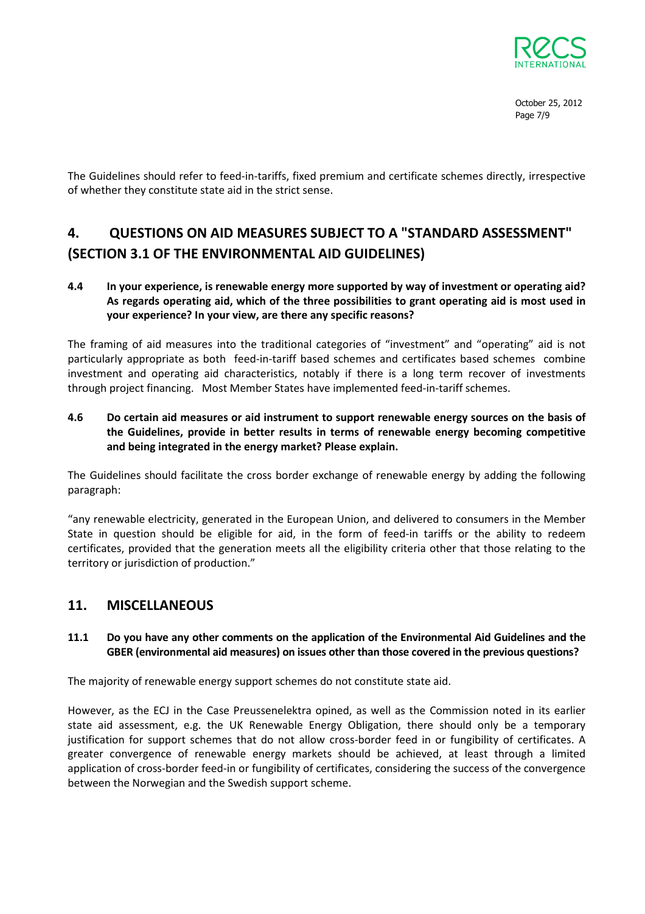The Guidelines should refer to feed-in-tariffs, fixed premium and certificate schemes directly, irrespective of whether they constitute state aid in the strict sense.

## 4. QUESTIONS ON AID MEASURES SUBJECT TO A "STANDARD ASSESSMENT" (SECTION 3.1 OF THE ENVIRONMENTAL AID GUIDELINES)

**4.4 In your experience, is renewable energy more supported by way of investment or operating aid? As regards operating aid, which of the three possibilities to grant operating aid is most used in your experience? In your view, are there any specific reasons?**

The framing of aid measures into the traditional categories of "investment" and "operating" aid is not particularly appropriate as both feed-in-tariff based schemes and certificates based schemes combine investment and operating aid characteristics, notably if there is a long term recover of investments through project financing. Most Member States have implemented feed-in-tariff schemes.

**4.6 Do certain aid measures or aid instrument to support renewable energy sources on the basis of the Guidelines, provide in better results in terms of renewable energy becoming competitive and being integrated in the energy market? Please explain.**

The Guidelines should facilitate the cross border exchange of renewable energy by adding the following paragraph:

"any renewable electricity, generated in the European Union, and delivered to consumers in the Member State in question should be eligible for aid, in the form of feed-in tariffs or the ability to redeem certificates, provided that the generation meets all the eligibility criteria other that those relating to the territory or jurisdiction of production."

## 11. MISCELLANEOUS

**11.1 Do you have any other comments on the application of the Environmental Aid Guidelines and the GBER (environmental aid measures) on issues other than those covered in the previous questions?**

The majority of renewable energy support schemes do not constitute state aid.

However, as the ECJ in the Case Preussenelektra opined, as well as the Commission noted in its earlier state aid assessment, e.g. the UK Renewable Energy Obligation, there should only be a temporary justification for support schemes that do not allow cross-border feed in or fungibility of certificates. A greater convergence of renewable energy markets should be achieved, at least through a limited application of cross-border feed-in or fungibility of certificates, considering the success of the convergence between the Norwegian and the Swedish support scheme.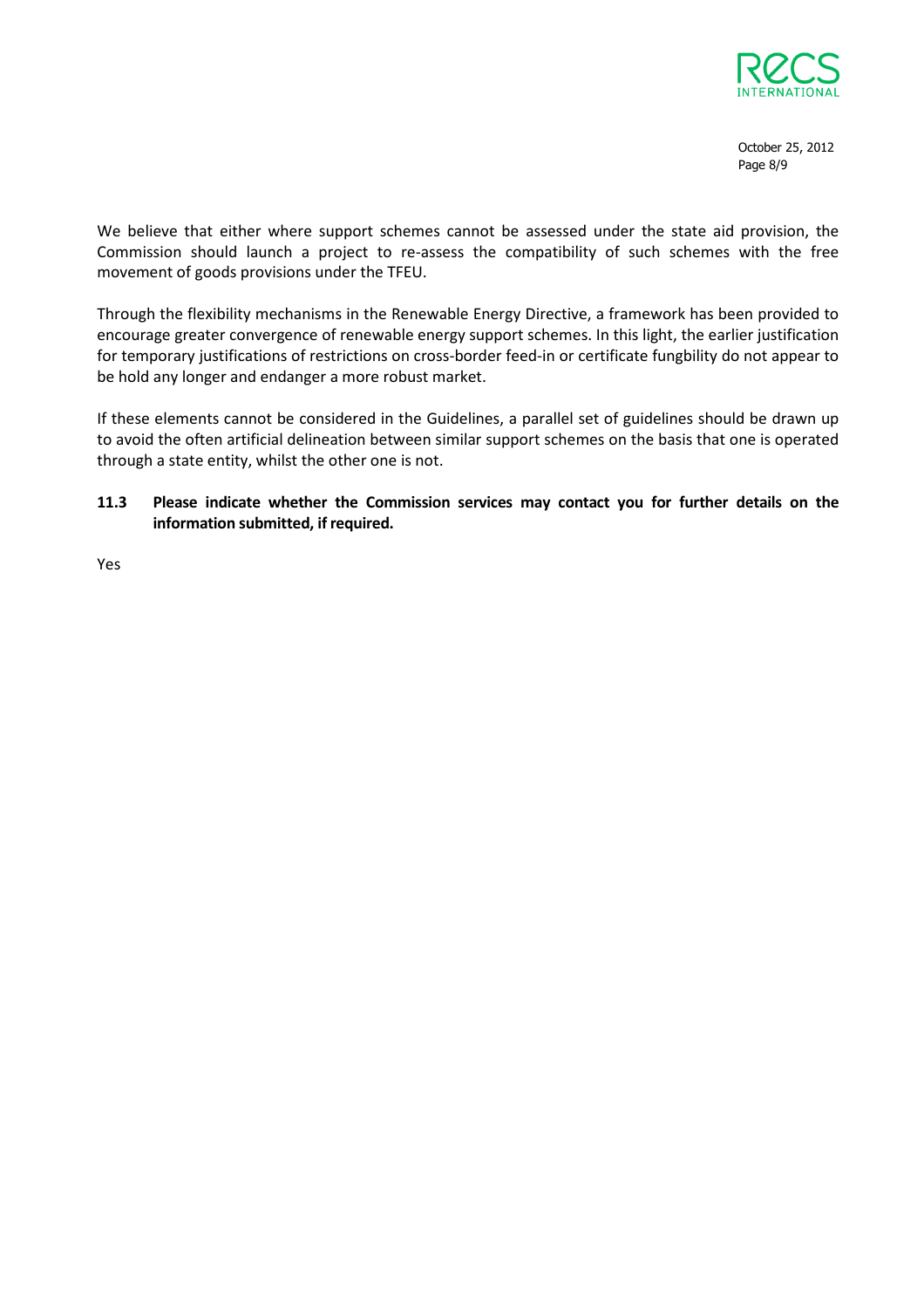We believe that either where support schemes cannot be assessed under the state aid provision, the Commission should launch a project to re-assess the compatibility of such schemes with the free movement of goods provisions under the TFEU.

Through the flexibility mechanisms in the Renewable Energy Directive, a framework has been provided to encourage greater convergence of renewable energy support schemes. In this light, the earlier justification for temporary justifications of restrictions on cross-border feed-in or certificate fungbility do not appear to be hold any longer and endanger a more robust market.

If these elements cannot be considered in the Guidelines, a parallel set of guidelines should be drawn up to avoid the often artificial delineation between similar support schemes on the basis that one is operated through a state entity, whilst the other one is not.

**11.3 Please indicate whether the Commission services may contact you for further details on the information submitted, if required.**

Yes